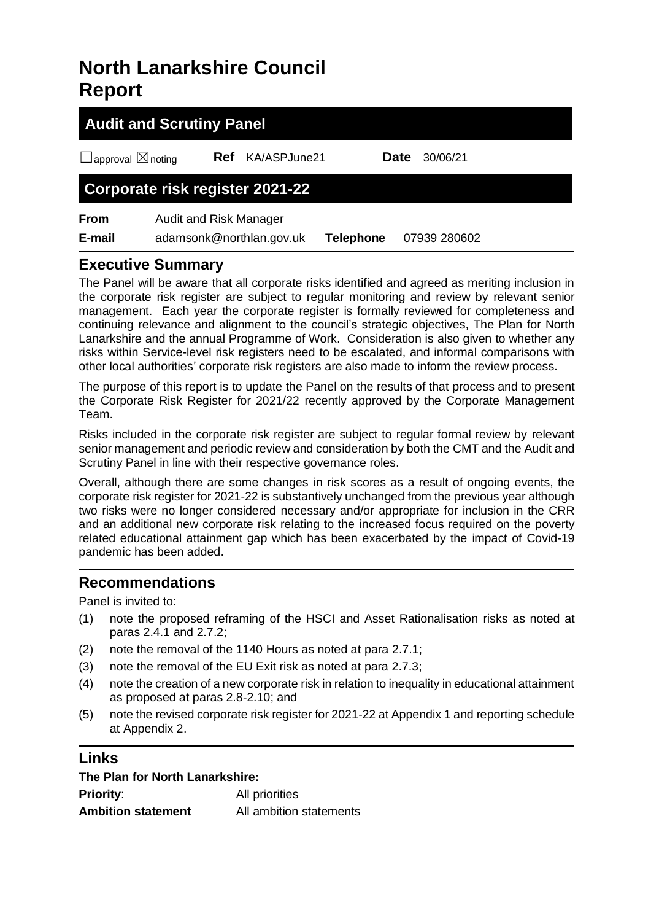# North Lanarkshire Council Report

## Audit and Scrutiny Panel

☐approval ☒noting **Ref** KA/ASPJune21 **Date** 30/06/21

## Corporate risk register 2021-22

**From** Audit and Risk Manager

**E-mail** adamsonk@northlan.gov.uk **Telephone** 07939 280602

## Executive Summary

The Panel will be aware that all corporate risks identified and agreed as meriting inclusion in the corporate risk register are subject to regular monitoring and review by relevant senior management. Each year the corporate register is formally reviewed for completeness and continuing relevance and alignment to the council's strategic objectives, The Plan for North Lanarkshire and the annual Programme of Work. Consideration is also given to whether any risks within Service-level risk registers need to be escalated, and informal comparisons with other local authorities' corporate risk registers are also made to inform the review process.

The purpose of this report is to update the Panel on the results of that process and to present the Corporate Risk Register for 2021/22 recently approved by the Corporate Management Team.

Risks included in the corporate risk register are subject to regular formal review by relevant senior management and periodic review and consideration by both the CMT and the Audit and Scrutiny Panel in line with their respective governance roles.

Overall, although there are some changes in risk scores as a result of ongoing events, the corporate risk register for 2021-22 is substantively unchanged from the previous year although two risks were no longer considered necessary and/or appropriate for inclusion in the CRR and an additional new corporate risk relating to the increased focus required on the poverty related educational attainment gap which has been exacerbated by the impact of Covid-19 pandemic has been added.

## Recommendations

Panel is invited to:

(1) note the proposed reframing of the HSCI and Asset Rationalisation risks as noted at paras 2.4.1 and 2.7.2;

(2) note the removal of the 1140 Hours as noted at para 2.7.1;

(3) note the removal of the EU Exit risk as noted at para 2.7.3;

(4) note the creation of a new corporate risk in relation to inequality in educational attainment as proposed at paras 2.8-2.10; and

(5) note the revised corporate risk register for 2021-22 at Appendix 1 and reporting schedule at Appendix 2.

## Links

**The Plan for North Lanarkshire:**

**Priority**: All priorities

**Ambition statement** All ambition statements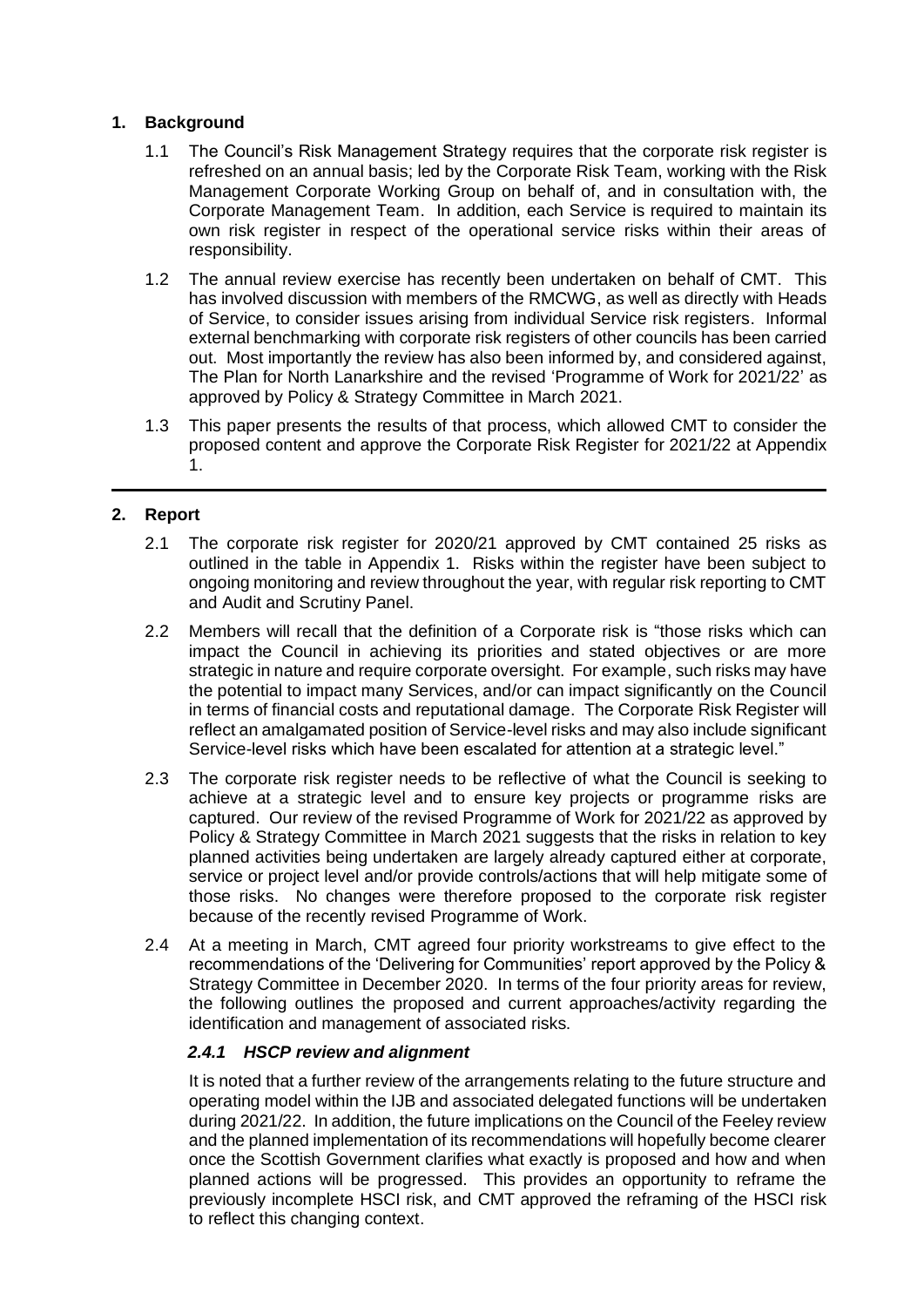## 1. Background

1.1 The Council's Risk Management Strategy requires that the corporate risk register is refreshed on an annual basis; led by the Corporate Risk Team, working with the Risk Management Corporate Working Group on behalf of, and in consultation with, the Corporate Management Team. In addition, each Service is required to maintain its own risk register in respect of the operational service risks within their areas of responsibility.

1.2 The annual review exercise has recently been undertaken on behalf of CMT. This has involved discussion with members of the RMCWG, as well as directly with Heads of Service, to consider issues arising from individual Service risk registers. Informal external benchmarking with corporate risk registers of other councils has been carried out. Most importantly the review has also been informed by, and considered against, The Plan for North Lanarkshire and the revised 'Programme of Work for 2021/22' as approved by Policy & Strategy Committee in March 2021.

1.3 This paper presents the results of that process, which allowed CMT to consider the proposed content and approve the Corporate Risk Register for 2021/22 at Appendix 1.

## 2. Report

2.1 The corporate risk register for 2020/21 approved by CMT contained 25 risks as outlined in the table in Appendix 1. Risks within the register have been subject to ongoing monitoring and review throughout the year, with regular risk reporting to CMT and Audit and Scrutiny Panel.

2.2 Members will recall that the definition of a Corporate risk is "those risks which can impact the Council in achieving its priorities and stated objectives or are more strategic in nature and require corporate oversight. For example, such risks may have the potential to impact many Services, and/or can impact significantly on the Council in terms of financial costs and reputational damage. The Corporate Risk Register will reflect an amalgamated position of Service-level risks and may also include significant Service-level risks which have been escalated for attention at a strategic level."

2.3 The corporate risk register needs to be reflective of what the Council is seeking to achieve at a strategic level and to ensure key projects or programme risks are captured. Our review of the revised Programme of Work for 2021/22 as approved by Policy & Strategy Committee in March 2021 suggests that the risks in relation to key planned activities being undertaken are largely already captured either at corporate, service or project level and/or provide controls/actions that will help mitigate some of those risks. No changes were therefore proposed to the corporate risk register because of the recently revised Programme of Work.

2.4 At a meeting in March, CMT agreed four priority workstreams to give effect to the recommendations of the 'Delivering for Communities' report approved by the Policy & Strategy Committee in December 2020. In terms of the four priority areas for review, the following outlines the proposed and current approaches/activity regarding the identification and management of associated risks.

### *2.4.1 HSCP review and alignment*

It is noted that a further review of the arrangements relating to the future structure and operating model within the IJB and associated delegated functions will be undertaken during 2021/22. In addition, the future implications on the Council of the Feeley review and the planned implementation of its recommendations will hopefully become clearer once the Scottish Government clarifies what exactly is proposed and how and when planned actions will be progressed. This provides an opportunity to reframe the previously incomplete HSCI risk, and CMT approved the reframing of the HSCI risk to reflect this changing context.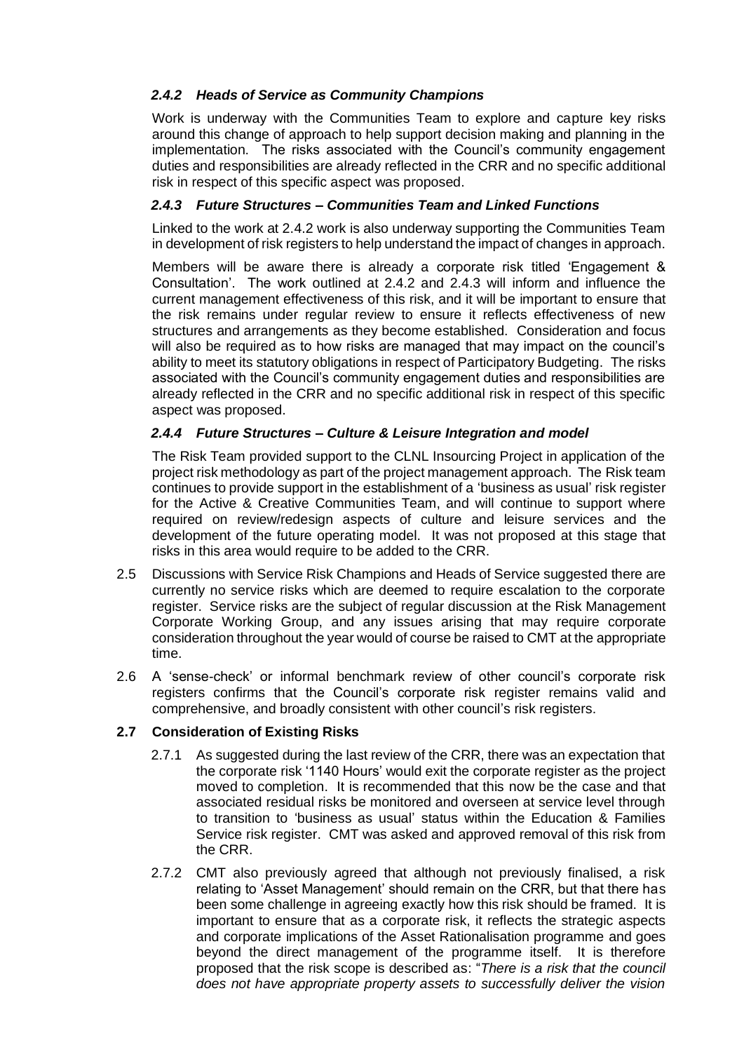#### *2.4.2 Heads of Service as Community Champions*

Work is underway with the Communities Team to explore and capture key risks around this change of approach to help support decision making and planning in the implementation. The risks associated with the Council's community engagement duties and responsibilities are already reflected in the CRR and no specific additional risk in respect of this specific aspect was proposed.

#### *2.4.3 Future Structures – Communities Team and Linked Functions*

Linked to the work at 2.4.2 work is also underway supporting the Communities Team in development of risk registers to help understand the impact of changes in approach.

Members will be aware there is already a corporate risk titled 'Engagement & Consultation'. The work outlined at 2.4.2 and 2.4.3 will inform and influence the current management effectiveness of this risk, and it will be important to ensure that the risk remains under regular review to ensure it reflects effectiveness of new structures and arrangements as they become established. Consideration and focus will also be required as to how risks are managed that may impact on the council's ability to meet its statutory obligations in respect of Participatory Budgeting. The risks associated with the Council's community engagement duties and responsibilities are already reflected in the CRR and no specific additional risk in respect of this specific aspect was proposed.

#### *2.4.4 Future Structures – Culture & Leisure Integration and model*

The Risk Team provided support to the CLNL Insourcing Project in application of the project risk methodology as part of the project management approach. The Risk team continues to provide support in the establishment of a 'business as usual' risk register for the Active & Creative Communities Team, and will continue to support where required on review/redesign aspects of culture and leisure services and the development of the future operating model. It was not proposed at this stage that risks in this area would require to be added to the CRR.

2.5 Discussions with Service Risk Champions and Heads of Service suggested there are currently no service risks which are deemed to require escalation to the corporate register. Service risks are the subject of regular discussion at the Risk Management Corporate Working Group, and any issues arising that may require corporate consideration throughout the year would of course be raised to CMT at the appropriate time.

2.6 A 'sense-check' or informal benchmark review of other council's corporate risk registers confirms that the Council's corporate risk register remains valid and comprehensive, and broadly consistent with other council's risk registers.

### 2.7 Consideration of Existing Risks

2.7.1 As suggested during the last review of the CRR, there was an expectation that the corporate risk '1140 Hours' would exit the corporate register as the project moved to completion. It is recommended that this now be the case and that associated residual risks be monitored and overseen at service level through to transition to 'business as usual' status within the Education & Families Service risk register. CMT was asked and approved removal of this risk from the CRR.

2.7.2 CMT also previously agreed that although not previously finalised, a risk relating to 'Asset Management' should remain on the CRR, but that there has been some challenge in agreeing exactly how this risk should be framed. It is important to ensure that as a corporate risk, it reflects the strategic aspects and corporate implications of the Asset Rationalisation programme and goes beyond the direct management of the programme itself. It is therefore proposed that the risk scope is described as: "*There is a risk that the council does not have appropriate property assets to successfully deliver the vision*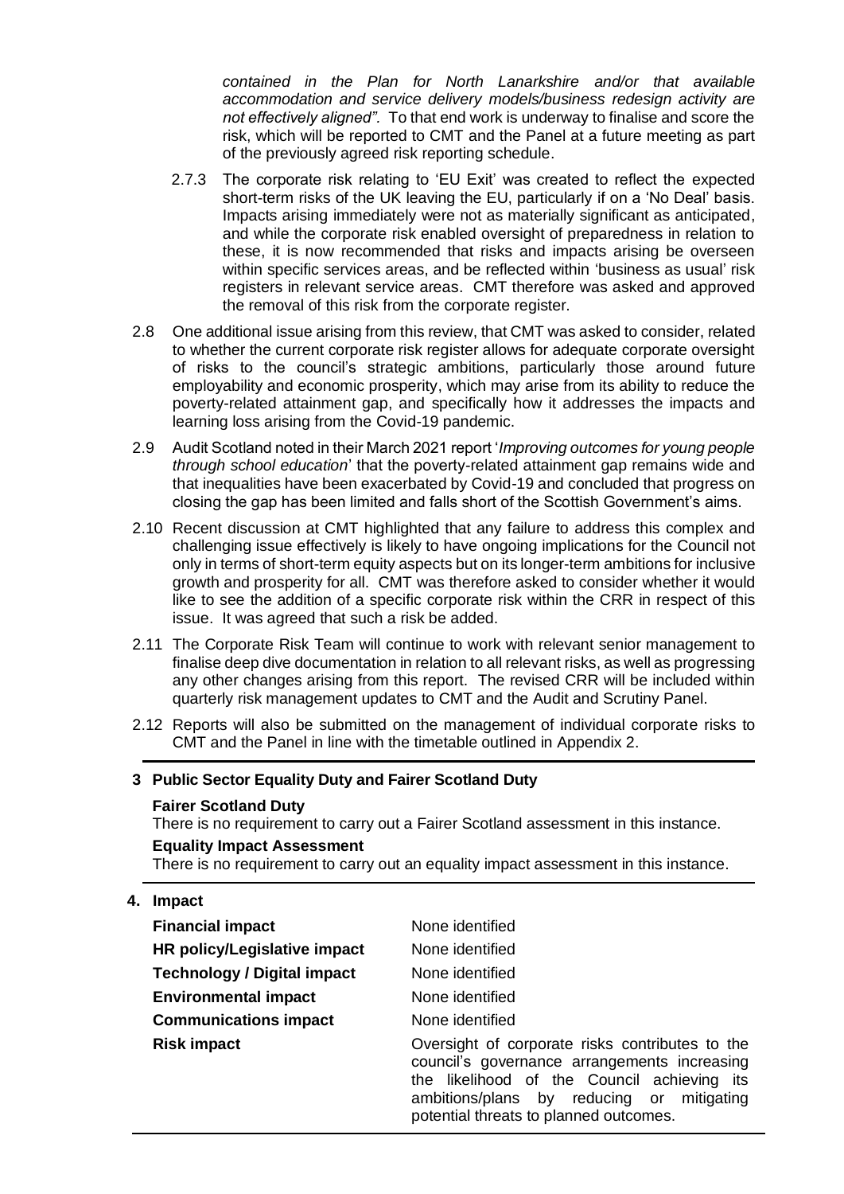*contained in the Plan for North Lanarkshire and/or that available accommodation and service delivery models/business redesign activity are not effectively aligned".* To that end work is underway to finalise and score the risk, which will be reported to CMT and the Panel at a future meeting as part of the previously agreed risk reporting schedule.

2.7.3 The corporate risk relating to 'EU Exit' was created to reflect the expected short-term risks of the UK leaving the EU, particularly if on a 'No Deal' basis. Impacts arising immediately were not as materially significant as anticipated, and while the corporate risk enabled oversight of preparedness in relation to these, it is now recommended that risks and impacts arising be overseen within specific services areas, and be reflected within 'business as usual' risk registers in relevant service areas. CMT therefore was asked and approved the removal of this risk from the corporate register.

2.8 One additional issue arising from this review, that CMT was asked to consider, related to whether the current corporate risk register allows for adequate corporate oversight of risks to the council's strategic ambitions, particularly those around future employability and economic prosperity, which may arise from its ability to reduce the poverty-related attainment gap, and specifically how it addresses the impacts and learning loss arising from the Covid-19 pandemic.

2.9 Audit Scotland noted in their March 2021 report '*Improving outcomes for young people through school education*' that the poverty-related attainment gap remains wide and that inequalities have been exacerbated by Covid-19 and concluded that progress on closing the gap has been limited and falls short of the Scottish Government's aims.

2.10 Recent discussion at CMT highlighted that any failure to address this complex and challenging issue effectively is likely to have ongoing implications for the Council not only in terms of short-term equity aspects but on its longer-term ambitions for inclusive growth and prosperity for all. CMT was therefore asked to consider whether it would like to see the addition of a specific corporate risk within the CRR in respect of this issue. It was agreed that such a risk be added.

2.11 The Corporate Risk Team will continue to work with relevant senior management to finalise deep dive documentation in relation to all relevant risks, as well as progressing any other changes arising from this report. The revised CRR will be included within quarterly risk management updates to CMT and the Audit and Scrutiny Panel.

2.12 Reports will also be submitted on the management of individual corporate risks to CMT and the Panel in line with the timetable outlined in Appendix 2.

## 3 Public Sector Equality Duty and Fairer Scotland Duty

**Fairer Scotland Duty**

There is no requirement to carry out a Fairer Scotland assessment in this instance.

**Equality Impact Assessment**

There is no requirement to carry out an equality impact assessment in this instance.

## 4. Impact

| | |
|---|---|
| **Financial impact** | None identified |
| **HR policy/Legislative impact** | None identified |
| **Technology / Digital impact** | None identified |
| **Environmental impact** | None identified |
| **Communications impact** | None identified |
| **Risk impact** | Oversight of corporate risks contributes to the council's governance arrangements increasing the likelihood of the Council achieving its ambitions/plans by reducing or mitigating potential threats to planned outcomes. |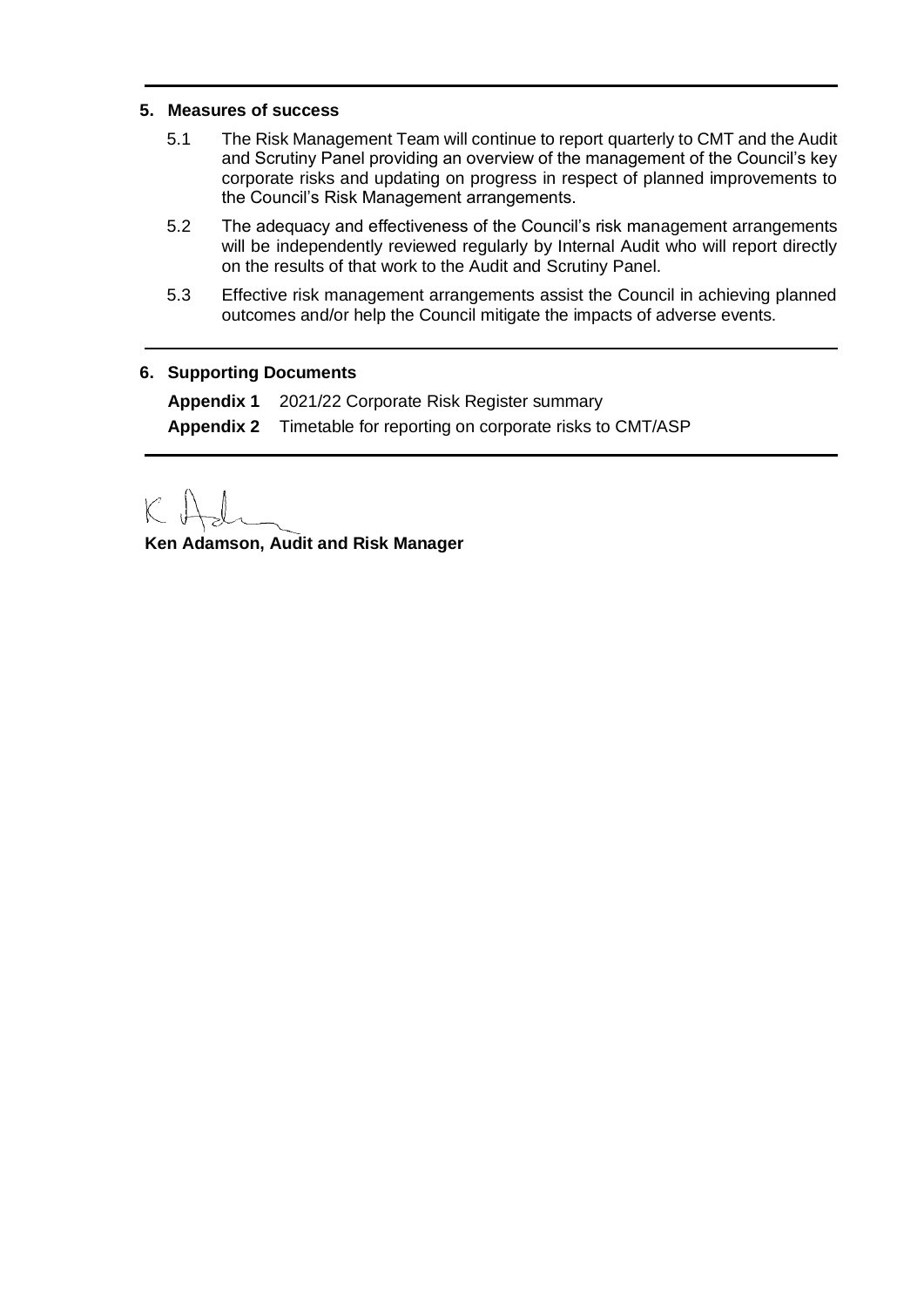## 5. Measures of success

5.1 The Risk Management Team will continue to report quarterly to CMT and the Audit and Scrutiny Panel providing an overview of the management of the Council's key corporate risks and updating on progress in respect of planned improvements to the Council's Risk Management arrangements.

5.2 The adequacy and effectiveness of the Council's risk management arrangements will be independently reviewed regularly by Internal Audit who will report directly on the results of that work to the Audit and Scrutiny Panel.

5.3 Effective risk management arrangements assist the Council in achieving planned outcomes and/or help the Council mitigate the impacts of adverse events.

## 6. Supporting Documents

**Appendix 1** 2021/22 Corporate Risk Register summary

**Appendix 2** Timetable for reporting on corporate risks to CMT/ASP

**Ken Adamson, Audit and Risk Manager**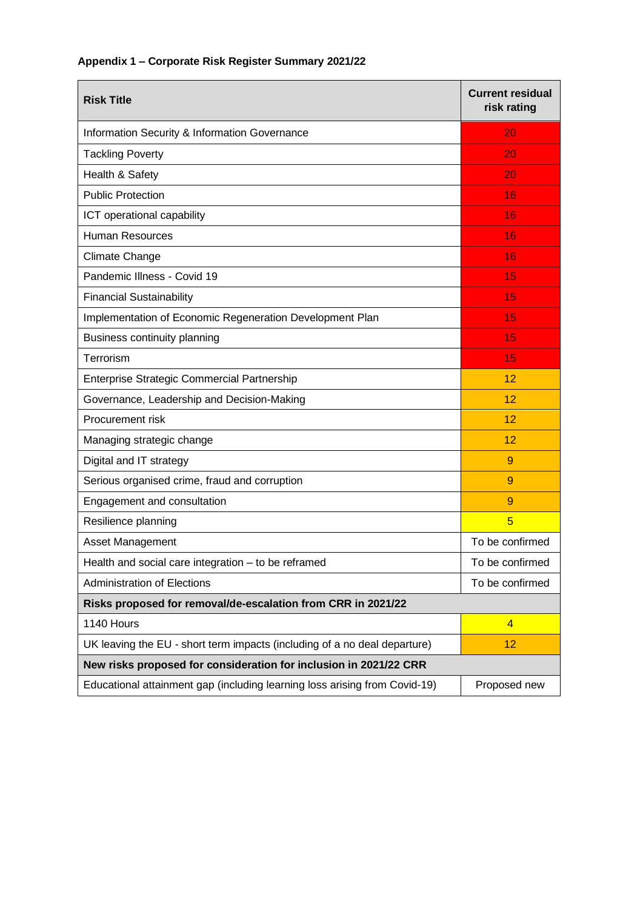**Appendix 1 – Corporate Risk Register Summary 2021/22**

| Risk Title | Current residual risk rating |
|---|---|
| Information Security & Information Governance | 20 |
| Tackling Poverty | 20 |
| Health & Safety | 20 |
| Public Protection | 16 |
| ICT operational capability | 16 |
| Human Resources | 16 |
| Climate Change | 16 |
| Pandemic Illness - Covid 19 | 15 |
| Financial Sustainability | 15 |
| Implementation of Economic Regeneration Development Plan | 15 |
| Business continuity planning | 15 |
| Terrorism | 15 |
| Enterprise Strategic Commercial Partnership | 12 |
| Governance, Leadership and Decision-Making | 12 |
| Procurement risk | 12 |
| Managing strategic change | 12 |
| Digital and IT strategy | 9 |
| Serious organised crime, fraud and corruption | 9 |
| Engagement and consultation | 9 |
| Resilience planning | 5 |
| Asset Management | To be confirmed |
| Health and social care integration – to be reframed | To be confirmed |
| Administration of Elections | To be confirmed |
| **Risks proposed for removal/de-escalation from CRR in 2021/22** | |
| 1140 Hours | 4 |
| UK leaving the EU - short term impacts (including of a no deal departure) | 12 |
| **New risks proposed for consideration for inclusion in 2021/22 CRR** | |
| Educational attainment gap (including learning loss arising from Covid-19) | Proposed new |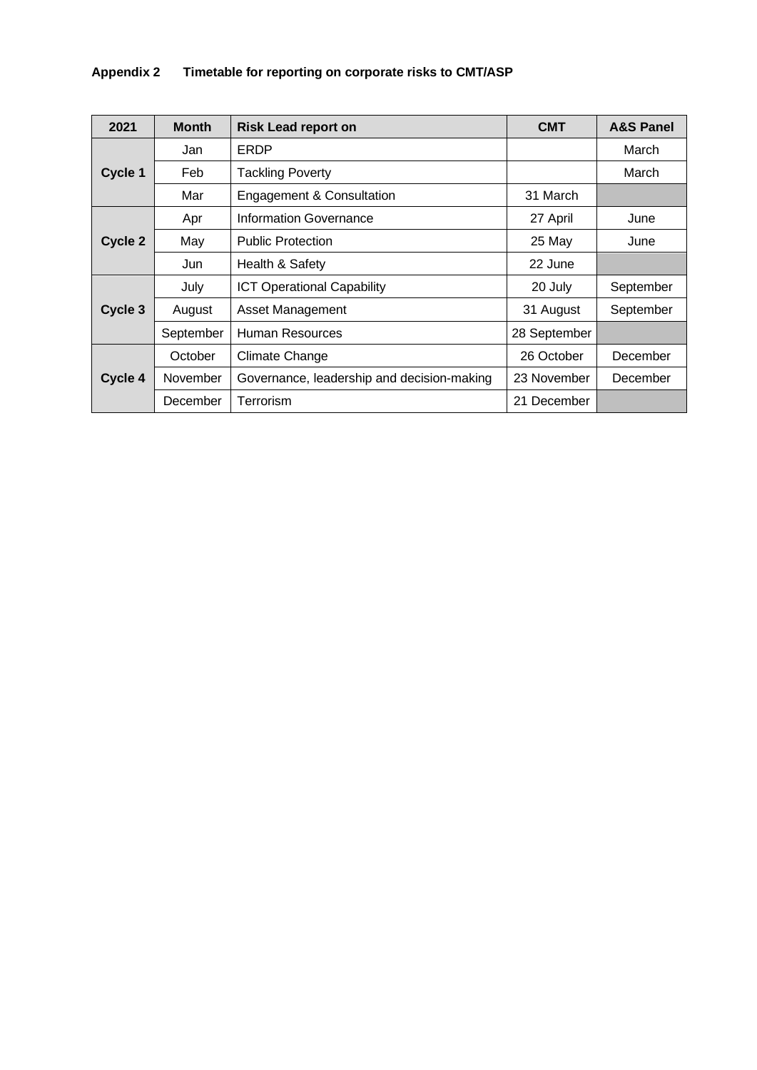**Appendix 2 Timetable for reporting on corporate risks to CMT/ASP**

| 2021 | Month | Risk Lead report on | CMT | A&S Panel |
|---|---|---|---|---|
| Cycle 1 | Jan | ERDP | | March |
| | Feb | Tackling Poverty | | March |
| | Mar | Engagement & Consultation | 31 March | |
| Cycle 2 | Apr | Information Governance | 27 April | June |
| | May | Public Protection | 25 May | June |
| | Jun | Health & Safety | 22 June | |
| Cycle 3 | July | ICT Operational Capability | 20 July | September |
| | August | Asset Management | 31 August | September |
| | September | Human Resources | 28 September | |
| Cycle 4 | October | Climate Change | 26 October | December |
| | November | Governance, leadership and decision-making | 23 November | December |
| | December | Terrorism | 21 December | |